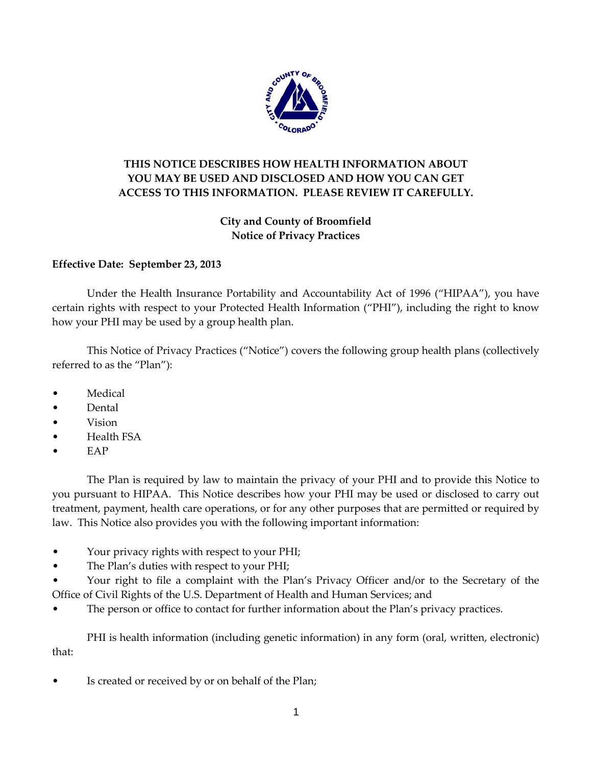**THIS NOTICE DESCRIBES HOW HEALTH INFORMATION ABOUT YOU MAY BE USED AND DISCLOSED AND HOW YOU CAN GET ACCESS TO THIS INFORMATION. PLEASE REVIEW IT CAREFULLY.**

**City and County of Broomfield**
**Notice of Privacy Practices**

**Effective Date: September 23, 2013**

Under the Health Insurance Portability and Accountability Act of 1996 ("HIPAA"), you have certain rights with respect to your Protected Health Information ("PHI"), including the right to know how your PHI may be used by a group health plan.

This Notice of Privacy Practices ("Notice") covers the following group health plans (collectively referred to as the "Plan"):

- Medical
- Dental
- Vision
- Health FSA
- EAP

The Plan is required by law to maintain the privacy of your PHI and to provide this Notice to you pursuant to HIPAA. This Notice describes how your PHI may be used or disclosed to carry out treatment, payment, health care operations, or for any other purposes that are permitted or required by law. This Notice also provides you with the following important information:

- Your privacy rights with respect to your PHI;
- The Plan's duties with respect to your PHI;
- Your right to file a complaint with the Plan's Privacy Officer and/or to the Secretary of the Office of Civil Rights of the U.S. Department of Health and Human Services; and
- The person or office to contact for further information about the Plan's privacy practices.

PHI is health information (including genetic information) in any form (oral, written, electronic) that:

- Is created or received by or on behalf of the Plan;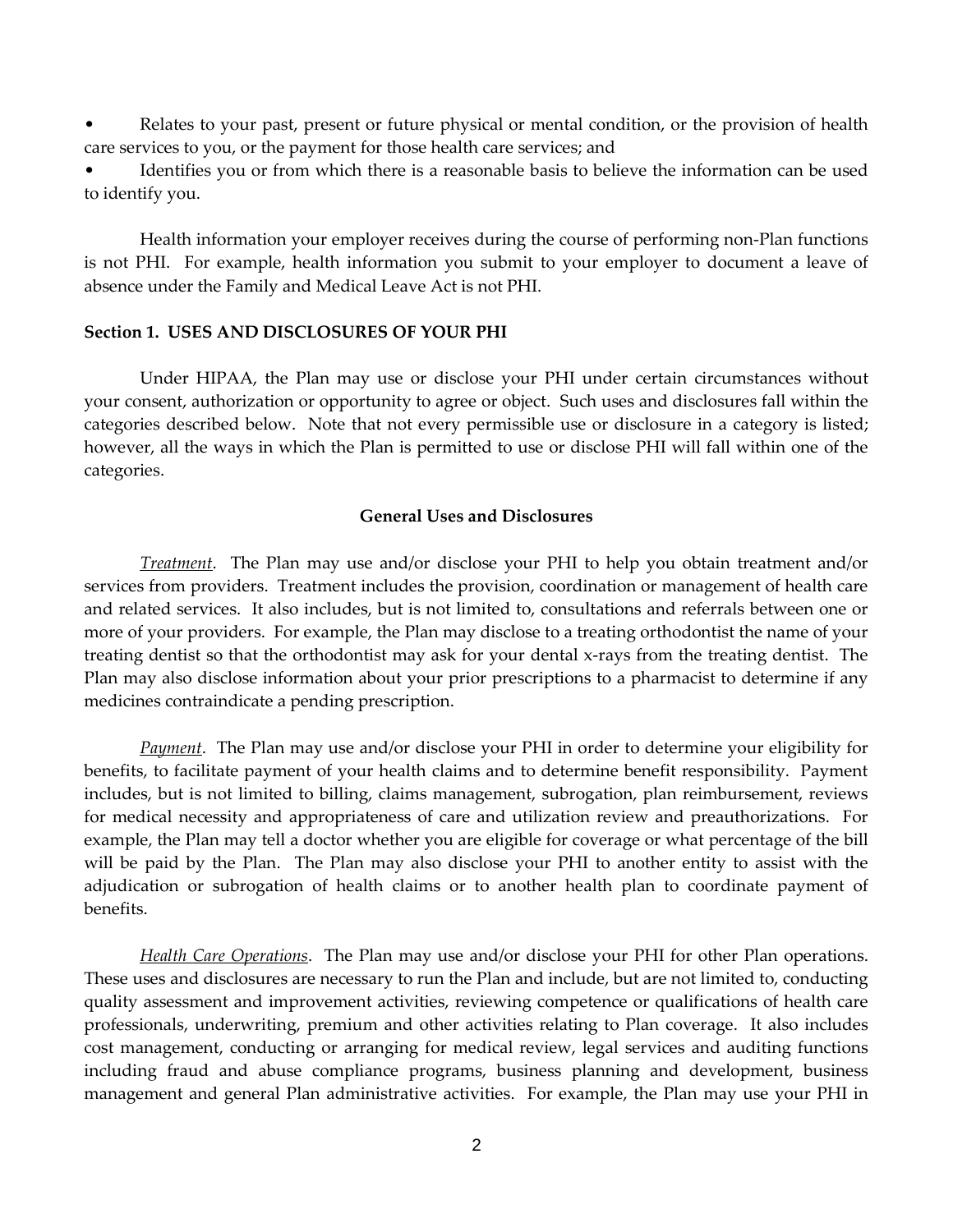- Relates to your past, present or future physical or mental condition, or the provision of health care services to you, or the payment for those health care services; and
- Identifies you or from which there is a reasonable basis to believe the information can be used to identify you.

Health information your employer receives during the course of performing non-Plan functions is not PHI. For example, health information you submit to your employer to document a leave of absence under the Family and Medical Leave Act is not PHI.

**Section 1. USES AND DISCLOSURES OF YOUR PHI**

Under HIPAA, the Plan may use or disclose your PHI under certain circumstances without your consent, authorization or opportunity to agree or object. Such uses and disclosures fall within the categories described below. Note that not every permissible use or disclosure in a category is listed; however, all the ways in which the Plan is permitted to use or disclose PHI will fall within one of the categories.

**General Uses and Disclosures**

*Treatment*. The Plan may use and/or disclose your PHI to help you obtain treatment and/or services from providers. Treatment includes the provision, coordination or management of health care and related services. It also includes, but is not limited to, consultations and referrals between one or more of your providers. For example, the Plan may disclose to a treating orthodontist the name of your treating dentist so that the orthodontist may ask for your dental x-rays from the treating dentist. The Plan may also disclose information about your prior prescriptions to a pharmacist to determine if any medicines contraindicate a pending prescription.

*Payment*. The Plan may use and/or disclose your PHI in order to determine your eligibility for benefits, to facilitate payment of your health claims and to determine benefit responsibility. Payment includes, but is not limited to billing, claims management, subrogation, plan reimbursement, reviews for medical necessity and appropriateness of care and utilization review and preauthorizations. For example, the Plan may tell a doctor whether you are eligible for coverage or what percentage of the bill will be paid by the Plan. The Plan may also disclose your PHI to another entity to assist with the adjudication or subrogation of health claims or to another health plan to coordinate payment of benefits.

*Health Care Operations*. The Plan may use and/or disclose your PHI for other Plan operations. These uses and disclosures are necessary to run the Plan and include, but are not limited to, conducting quality assessment and improvement activities, reviewing competence or qualifications of health care professionals, underwriting, premium and other activities relating to Plan coverage. It also includes cost management, conducting or arranging for medical review, legal services and auditing functions including fraud and abuse compliance programs, business planning and development, business management and general Plan administrative activities. For example, the Plan may use your PHI in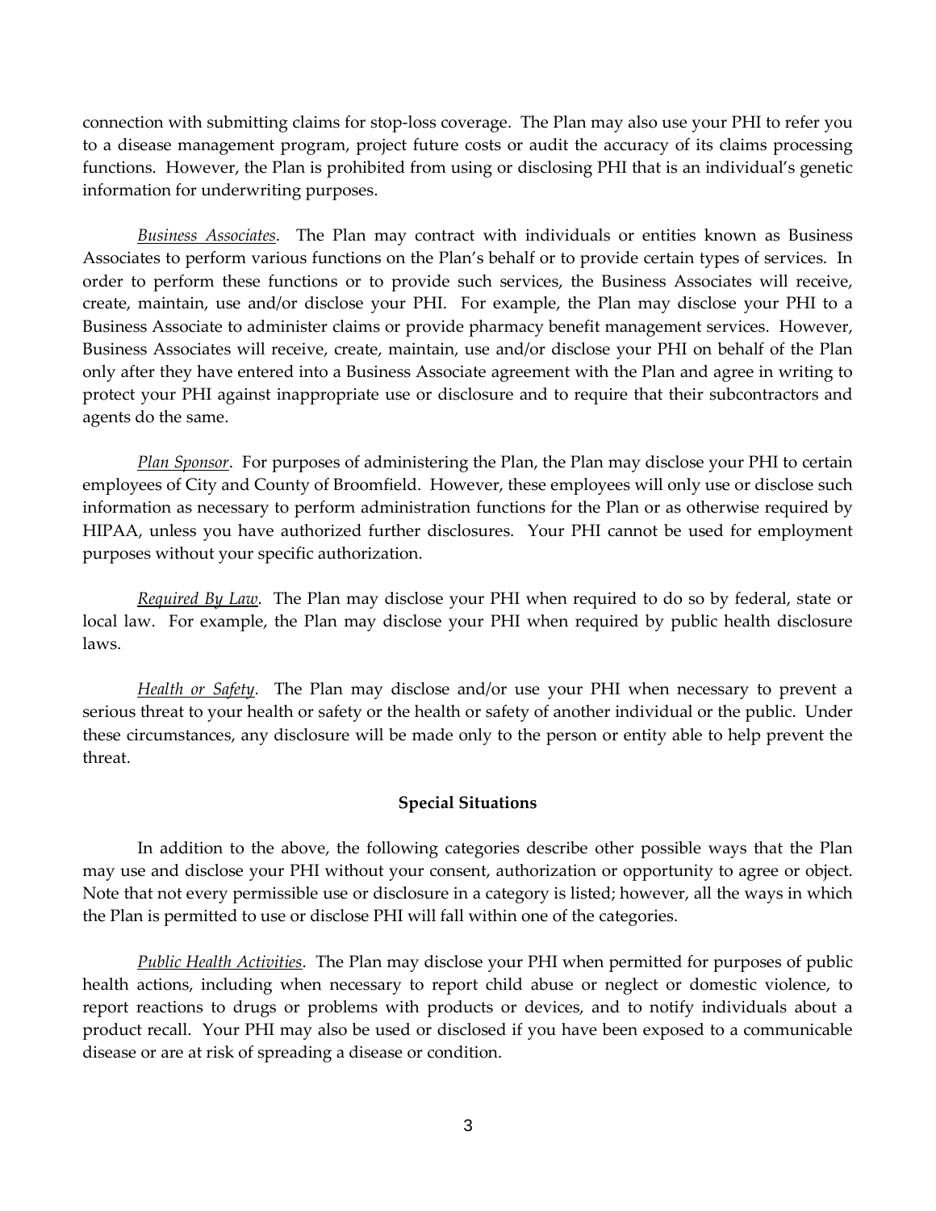connection with submitting claims for stop-loss coverage. The Plan may also use your PHI to refer you to a disease management program, project future costs or audit the accuracy of its claims processing functions. However, the Plan is prohibited from using or disclosing PHI that is an individual's genetic information for underwriting purposes.

*Business Associates*. The Plan may contract with individuals or entities known as Business Associates to perform various functions on the Plan's behalf or to provide certain types of services. In order to perform these functions or to provide such services, the Business Associates will receive, create, maintain, use and/or disclose your PHI. For example, the Plan may disclose your PHI to a Business Associate to administer claims or provide pharmacy benefit management services. However, Business Associates will receive, create, maintain, use and/or disclose your PHI on behalf of the Plan only after they have entered into a Business Associate agreement with the Plan and agree in writing to protect your PHI against inappropriate use or disclosure and to require that their subcontractors and agents do the same.

*Plan Sponsor*. For purposes of administering the Plan, the Plan may disclose your PHI to certain employees of City and County of Broomfield. However, these employees will only use or disclose such information as necessary to perform administration functions for the Plan or as otherwise required by HIPAA, unless you have authorized further disclosures. Your PHI cannot be used for employment purposes without your specific authorization.

*Required By Law*. The Plan may disclose your PHI when required to do so by federal, state or local law. For example, the Plan may disclose your PHI when required by public health disclosure laws.

*Health or Safety*. The Plan may disclose and/or use your PHI when necessary to prevent a serious threat to your health or safety or the health or safety of another individual or the public. Under these circumstances, any disclosure will be made only to the person or entity able to help prevent the threat.

**Special Situations**

In addition to the above, the following categories describe other possible ways that the Plan may use and disclose your PHI without your consent, authorization or opportunity to agree or object. Note that not every permissible use or disclosure in a category is listed; however, all the ways in which the Plan is permitted to use or disclose PHI will fall within one of the categories.

*Public Health Activities*. The Plan may disclose your PHI when permitted for purposes of public health actions, including when necessary to report child abuse or neglect or domestic violence, to report reactions to drugs or problems with products or devices, and to notify individuals about a product recall. Your PHI may also be used or disclosed if you have been exposed to a communicable disease or are at risk of spreading a disease or condition.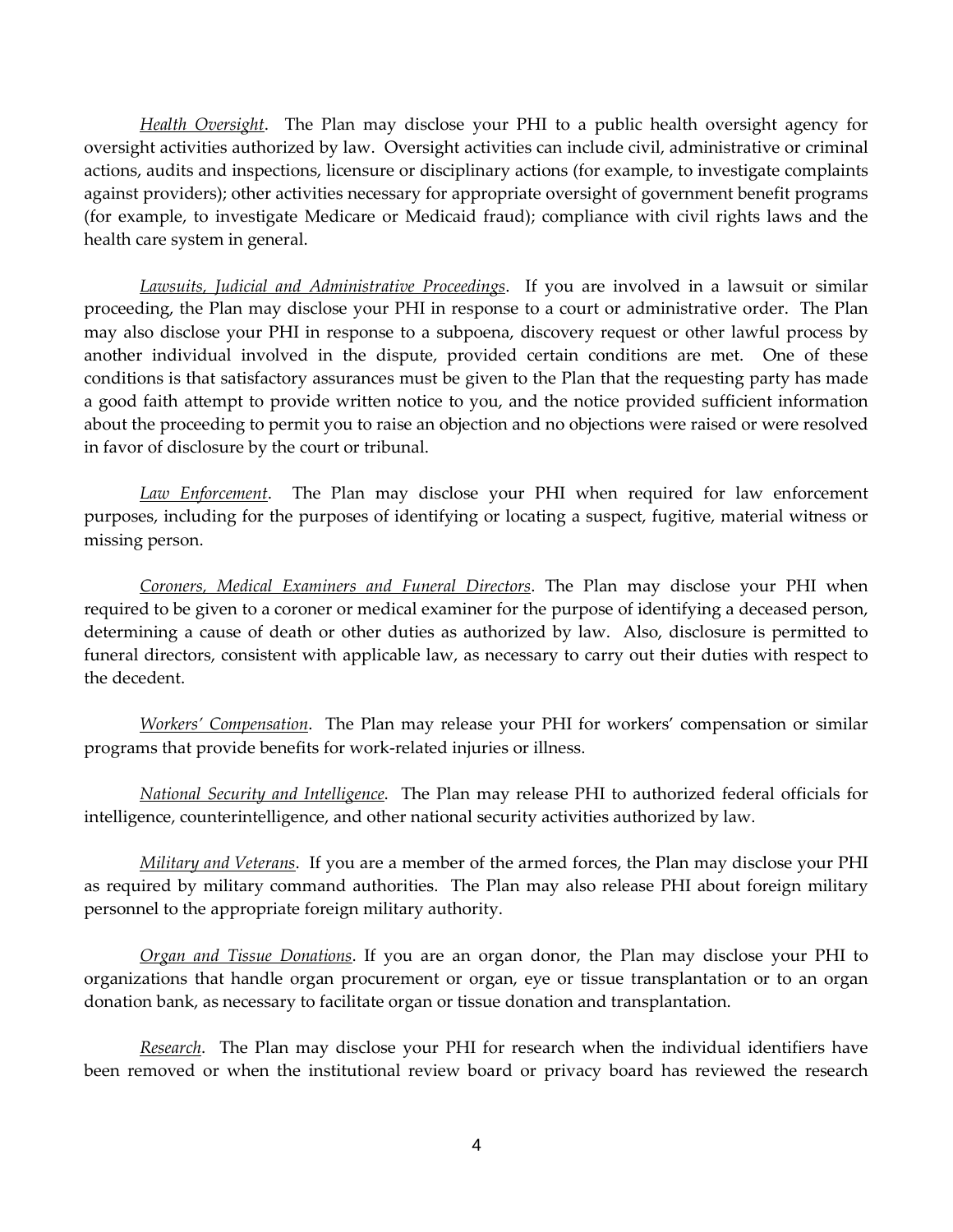*Health Oversight*. The Plan may disclose your PHI to a public health oversight agency for oversight activities authorized by law. Oversight activities can include civil, administrative or criminal actions, audits and inspections, licensure or disciplinary actions (for example, to investigate complaints against providers); other activities necessary for appropriate oversight of government benefit programs (for example, to investigate Medicare or Medicaid fraud); compliance with civil rights laws and the health care system in general.

*Lawsuits, Judicial and Administrative Proceedings*. If you are involved in a lawsuit or similar proceeding, the Plan may disclose your PHI in response to a court or administrative order. The Plan may also disclose your PHI in response to a subpoena, discovery request or other lawful process by another individual involved in the dispute, provided certain conditions are met. One of these conditions is that satisfactory assurances must be given to the Plan that the requesting party has made a good faith attempt to provide written notice to you, and the notice provided sufficient information about the proceeding to permit you to raise an objection and no objections were raised or were resolved in favor of disclosure by the court or tribunal.

*Law Enforcement*. The Plan may disclose your PHI when required for law enforcement purposes, including for the purposes of identifying or locating a suspect, fugitive, material witness or missing person.

*Coroners, Medical Examiners and Funeral Directors*. The Plan may disclose your PHI when required to be given to a coroner or medical examiner for the purpose of identifying a deceased person, determining a cause of death or other duties as authorized by law. Also, disclosure is permitted to funeral directors, consistent with applicable law, as necessary to carry out their duties with respect to the decedent.

*Workers' Compensation*. The Plan may release your PHI for workers' compensation or similar programs that provide benefits for work-related injuries or illness.

*National Security and Intelligence*. The Plan may release PHI to authorized federal officials for intelligence, counterintelligence, and other national security activities authorized by law.

*Military and Veterans*. If you are a member of the armed forces, the Plan may disclose your PHI as required by military command authorities. The Plan may also release PHI about foreign military personnel to the appropriate foreign military authority.

*Organ and Tissue Donations*. If you are an organ donor, the Plan may disclose your PHI to organizations that handle organ procurement or organ, eye or tissue transplantation or to an organ donation bank, as necessary to facilitate organ or tissue donation and transplantation.

*Research*. The Plan may disclose your PHI for research when the individual identifiers have been removed or when the institutional review board or privacy board has reviewed the research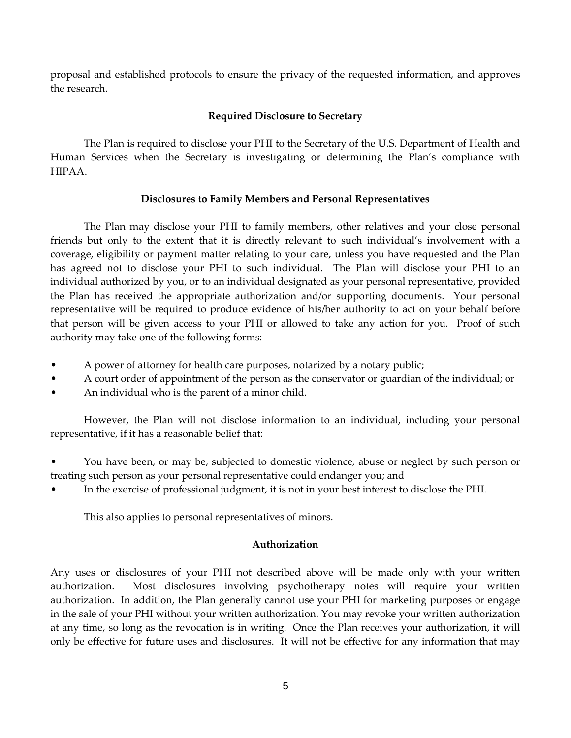proposal and established protocols to ensure the privacy of the requested information, and approves the research.

### Required Disclosure to Secretary

The Plan is required to disclose your PHI to the Secretary of the U.S. Department of Health and Human Services when the Secretary is investigating or determining the Plan's compliance with HIPAA.

### Disclosures to Family Members and Personal Representatives

The Plan may disclose your PHI to family members, other relatives and your close personal friends but only to the extent that it is directly relevant to such individual's involvement with a coverage, eligibility or payment matter relating to your care, unless you have requested and the Plan has agreed not to disclose your PHI to such individual. The Plan will disclose your PHI to an individual authorized by you, or to an individual designated as your personal representative, provided the Plan has received the appropriate authorization and/or supporting documents. Your personal representative will be required to produce evidence of his/her authority to act on your behalf before that person will be given access to your PHI or allowed to take any action for you. Proof of such authority may take one of the following forms:

- A power of attorney for health care purposes, notarized by a notary public;
- A court order of appointment of the person as the conservator or guardian of the individual; or
- An individual who is the parent of a minor child.

However, the Plan will not disclose information to an individual, including your personal representative, if it has a reasonable belief that:

- You have been, or may be, subjected to domestic violence, abuse or neglect by such person or treating such person as your personal representative could endanger you; and
- In the exercise of professional judgment, it is not in your best interest to disclose the PHI.

This also applies to personal representatives of minors.

### Authorization

Any uses or disclosures of your PHI not described above will be made only with your written authorization. Most disclosures involving psychotherapy notes will require your written authorization. In addition, the Plan generally cannot use your PHI for marketing purposes or engage in the sale of your PHI without your written authorization. You may revoke your written authorization at any time, so long as the revocation is in writing. Once the Plan receives your authorization, it will only be effective for future uses and disclosures. It will not be effective for any information that may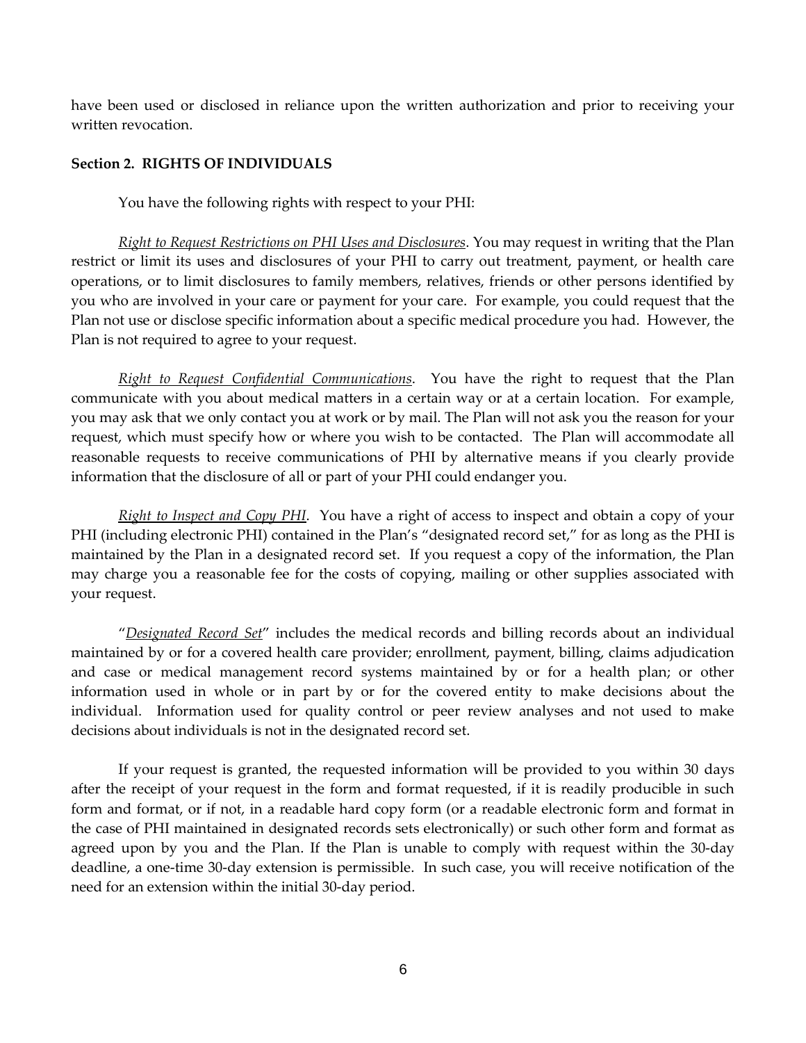have been used or disclosed in reliance upon the written authorization and prior to receiving your written revocation.

**Section 2. RIGHTS OF INDIVIDUALS**

You have the following rights with respect to your PHI:

*Right to Request Restrictions on PHI Uses and Disclosures*. You may request in writing that the Plan restrict or limit its uses and disclosures of your PHI to carry out treatment, payment, or health care operations, or to limit disclosures to family members, relatives, friends or other persons identified by you who are involved in your care or payment for your care. For example, you could request that the Plan not use or disclose specific information about a specific medical procedure you had. However, the Plan is not required to agree to your request.

*Right to Request Confidential Communications*. You have the right to request that the Plan communicate with you about medical matters in a certain way or at a certain location. For example, you may ask that we only contact you at work or by mail. The Plan will not ask you the reason for your request, which must specify how or where you wish to be contacted. The Plan will accommodate all reasonable requests to receive communications of PHI by alternative means if you clearly provide information that the disclosure of all or part of your PHI could endanger you.

*Right to Inspect and Copy PHI*. You have a right of access to inspect and obtain a copy of your PHI (including electronic PHI) contained in the Plan's "designated record set," for as long as the PHI is maintained by the Plan in a designated record set. If you request a copy of the information, the Plan may charge you a reasonable fee for the costs of copying, mailing or other supplies associated with your request.

"*Designated Record Set*" includes the medical records and billing records about an individual maintained by or for a covered health care provider; enrollment, payment, billing, claims adjudication and case or medical management record systems maintained by or for a health plan; or other information used in whole or in part by or for the covered entity to make decisions about the individual. Information used for quality control or peer review analyses and not used to make decisions about individuals is not in the designated record set.

If your request is granted, the requested information will be provided to you within 30 days after the receipt of your request in the form and format requested, if it is readily producible in such form and format, or if not, in a readable hard copy form (or a readable electronic form and format in the case of PHI maintained in designated records sets electronically) or such other form and format as agreed upon by you and the Plan. If the Plan is unable to comply with request within the 30-day deadline, a one-time 30-day extension is permissible. In such case, you will receive notification of the need for an extension within the initial 30-day period.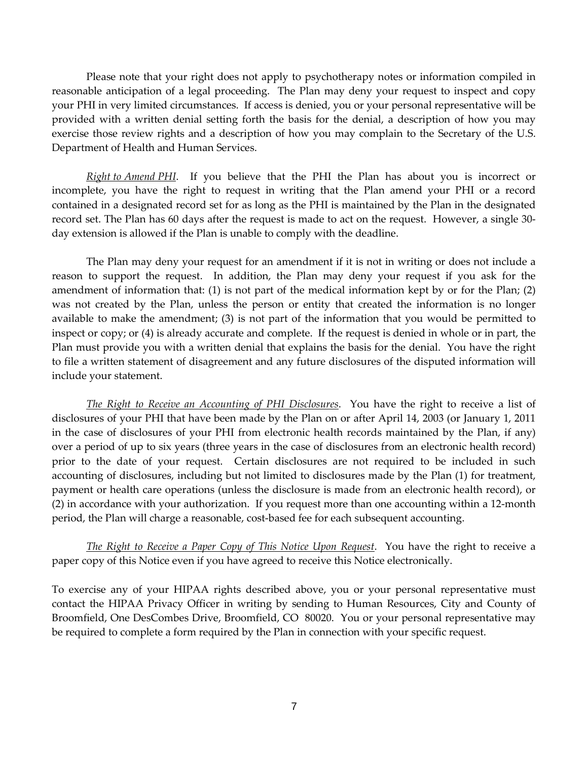Please note that your right does not apply to psychotherapy notes or information compiled in reasonable anticipation of a legal proceeding. The Plan may deny your request to inspect and copy your PHI in very limited circumstances. If access is denied, you or your personal representative will be provided with a written denial setting forth the basis for the denial, a description of how you may exercise those review rights and a description of how you may complain to the Secretary of the U.S. Department of Health and Human Services.

*Right to Amend PHI*. If you believe that the PHI the Plan has about you is incorrect or incomplete, you have the right to request in writing that the Plan amend your PHI or a record contained in a designated record set for as long as the PHI is maintained by the Plan in the designated record set. The Plan has 60 days after the request is made to act on the request. However, a single 30-day extension is allowed if the Plan is unable to comply with the deadline.

The Plan may deny your request for an amendment if it is not in writing or does not include a reason to support the request. In addition, the Plan may deny your request if you ask for the amendment of information that: (1) is not part of the medical information kept by or for the Plan; (2) was not created by the Plan, unless the person or entity that created the information is no longer available to make the amendment; (3) is not part of the information that you would be permitted to inspect or copy; or (4) is already accurate and complete. If the request is denied in whole or in part, the Plan must provide you with a written denial that explains the basis for the denial. You have the right to file a written statement of disagreement and any future disclosures of the disputed information will include your statement.

*The Right to Receive an Accounting of PHI Disclosures*. You have the right to receive a list of disclosures of your PHI that have been made by the Plan on or after April 14, 2003 (or January 1, 2011 in the case of disclosures of your PHI from electronic health records maintained by the Plan, if any) over a period of up to six years (three years in the case of disclosures from an electronic health record) prior to the date of your request. Certain disclosures are not required to be included in such accounting of disclosures, including but not limited to disclosures made by the Plan (1) for treatment, payment or health care operations (unless the disclosure is made from an electronic health record), or (2) in accordance with your authorization. If you request more than one accounting within a 12-month period, the Plan will charge a reasonable, cost-based fee for each subsequent accounting.

*The Right to Receive a Paper Copy of This Notice Upon Request*. You have the right to receive a paper copy of this Notice even if you have agreed to receive this Notice electronically.

To exercise any of your HIPAA rights described above, you or your personal representative must contact the HIPAA Privacy Officer in writing by sending to Human Resources, City and County of Broomfield, One DesCombes Drive, Broomfield, CO 80020. You or your personal representative may be required to complete a form required by the Plan in connection with your specific request.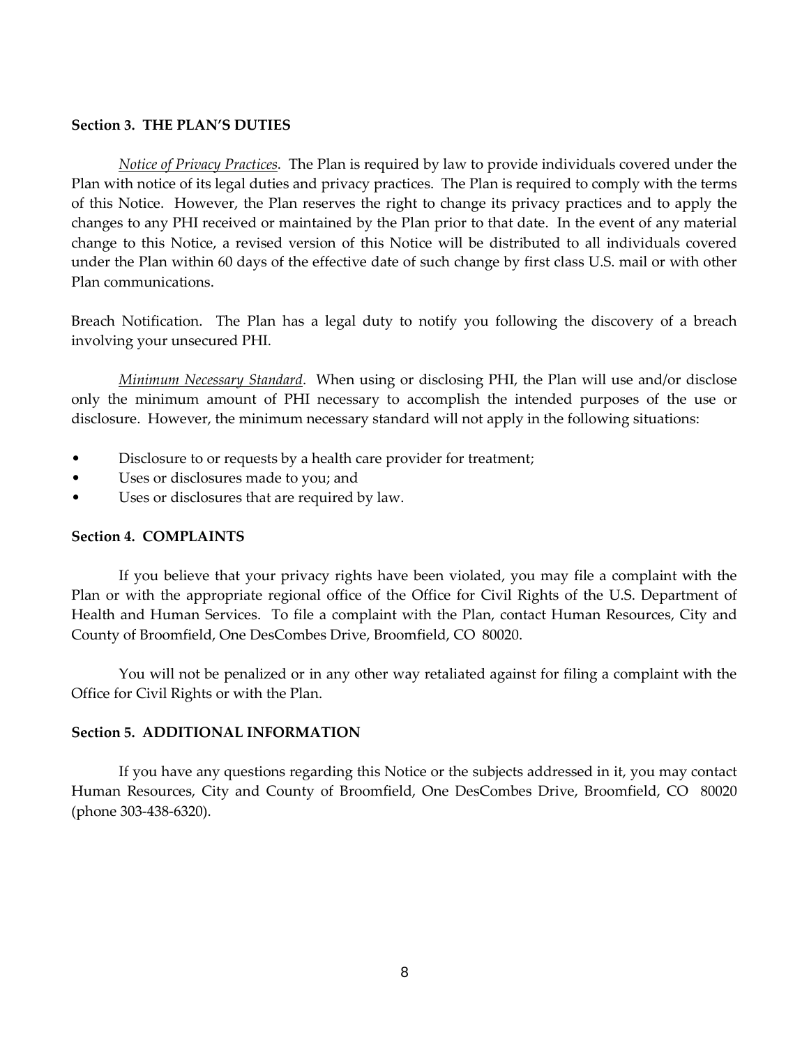**Section 3. THE PLAN'S DUTIES**

*Notice of Privacy Practices*. The Plan is required by law to provide individuals covered under the Plan with notice of its legal duties and privacy practices. The Plan is required to comply with the terms of this Notice. However, the Plan reserves the right to change its privacy practices and to apply the changes to any PHI received or maintained by the Plan prior to that date. In the event of any material change to this Notice, a revised version of this Notice will be distributed to all individuals covered under the Plan within 60 days of the effective date of such change by first class U.S. mail or with other Plan communications.

Breach Notification. The Plan has a legal duty to notify you following the discovery of a breach involving your unsecured PHI.

*Minimum Necessary Standard*. When using or disclosing PHI, the Plan will use and/or disclose only the minimum amount of PHI necessary to accomplish the intended purposes of the use or disclosure. However, the minimum necessary standard will not apply in the following situations:

- Disclosure to or requests by a health care provider for treatment;
- Uses or disclosures made to you; and
- Uses or disclosures that are required by law.

**Section 4. COMPLAINTS**

If you believe that your privacy rights have been violated, you may file a complaint with the Plan or with the appropriate regional office of the Office for Civil Rights of the U.S. Department of Health and Human Services. To file a complaint with the Plan, contact Human Resources, City and County of Broomfield, One DesCombes Drive, Broomfield, CO 80020.

You will not be penalized or in any other way retaliated against for filing a complaint with the Office for Civil Rights or with the Plan.

**Section 5. ADDITIONAL INFORMATION**

If you have any questions regarding this Notice or the subjects addressed in it, you may contact Human Resources, City and County of Broomfield, One DesCombes Drive, Broomfield, CO 80020 (phone 303-438-6320).